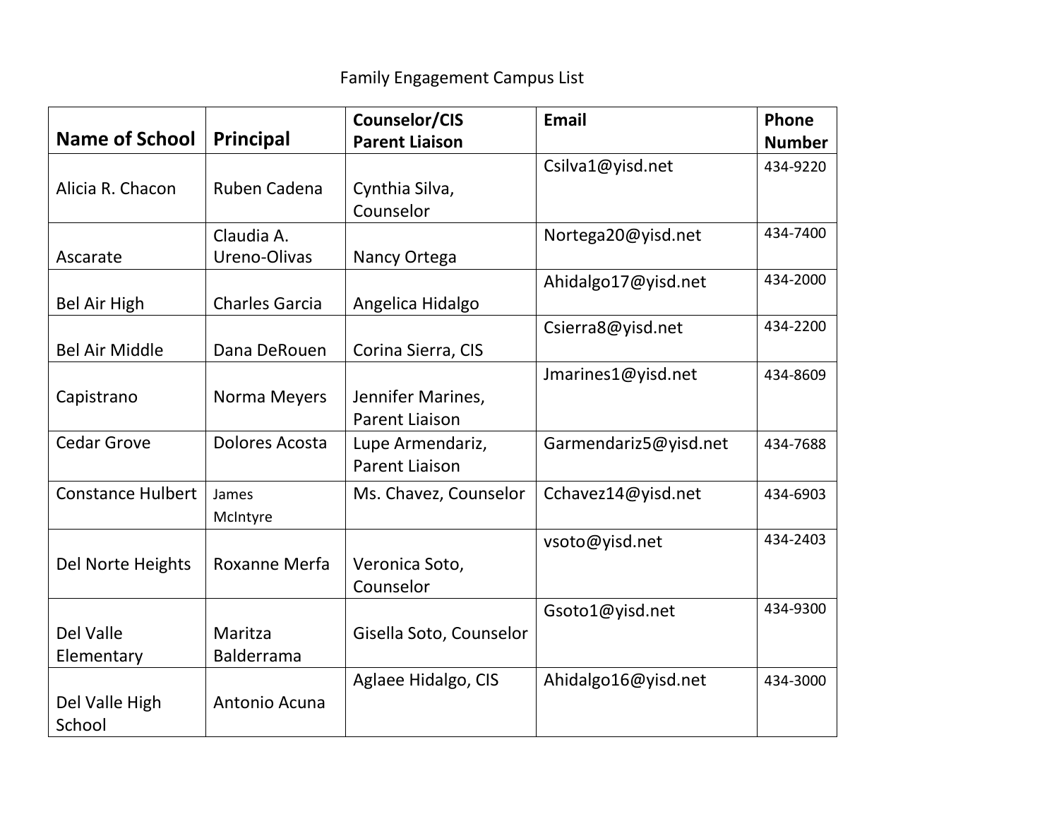# Family Engagement Campus List

| Name of School | Principal | Counselor/CIS Parent Liaison | Email | Phone Number |
|---|---|---|---|---|
| Alicia R. Chacon | Ruben Cadena | Cynthia Silva, Counselor | Csilva1@yisd.net | 434-9220 |
| Ascarate | Claudia A. Ureno-Olivas | Nancy Ortega | Nortega20@yisd.net | 434-7400 |
| Bel Air High | Charles Garcia | Angelica Hidalgo | Ahidalgo17@yisd.net | 434-2000 |
| Bel Air Middle | Dana DeRouen | Corina Sierra, CIS | Csierra8@yisd.net | 434-2200 |
| Capistrano | Norma Meyers | Jennifer Marines, Parent Liaison | Jmarines1@yisd.net | 434-8609 |
| Cedar Grove | Dolores Acosta | Lupe Armendariz, Parent Liaison | Garmendariz5@yisd.net | 434-7688 |
| Constance Hulbert | James McIntyre | Ms. Chavez, Counselor | Cchavez14@yisd.net | 434-6903 |
| Del Norte Heights | Roxanne Merfa | Veronica Soto, Counselor | vsoto@yisd.net | 434-2403 |
| Del Valle Elementary | Maritza Balderrama | Gisella Soto, Counselor | Gsoto1@yisd.net | 434-9300 |
| Del Valle High School | Antonio Acuna | Aglaee Hidalgo, CIS | Ahidalgo16@yisd.net | 434-3000 |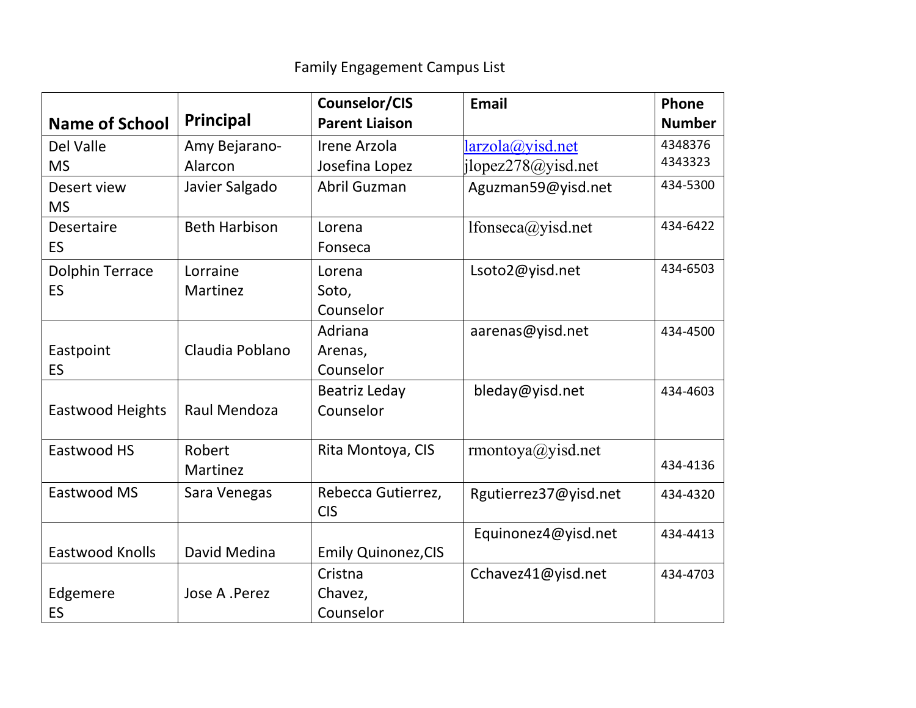Family Engagement Campus List

| Name of School | Principal | Counselor/CIS Parent Liaison | Email | Phone Number |
|---|---|---|---|---|
| Del Valle MS | Amy Bejarano-Alarcon | Irene Arzola Josefina Lopez | larzola@yisd.net jlopez278@yisd.net | 4348376 4343323 |
| Desert view MS | Javier Salgado | Abril Guzman | Aguzman59@yisd.net | 434-5300 |
| Desertaire ES | Beth Harbison | Lorena Fonseca | lfonseca@yisd.net | 434-6422 |
| Dolphin Terrace ES | Lorraine Martinez | Lorena Soto, Counselor | Lsoto2@yisd.net | 434-6503 |
| Eastpoint ES | Claudia Poblano | Adriana Arenas, Counselor | aarenas@yisd.net | 434-4500 |
| Eastwood Heights | Raul Mendoza | Beatriz Leday Counselor | bleday@yisd.net | 434-4603 |
| Eastwood HS | Robert Martinez | Rita Montoya, CIS | rmontoya@yisd.net | 434-4136 |
| Eastwood MS | Sara Venegas | Rebecca Gutierrez, CIS | Rgutierrez37@yisd.net | 434-4320 |
| Eastwood Knolls | David Medina | Emily Quinonez,CIS | Equinonez4@yisd.net | 434-4413 |
| Edgemere ES | Jose A .Perez | Cristna Chavez, Counselor | Cchavez41@yisd.net | 434-4703 |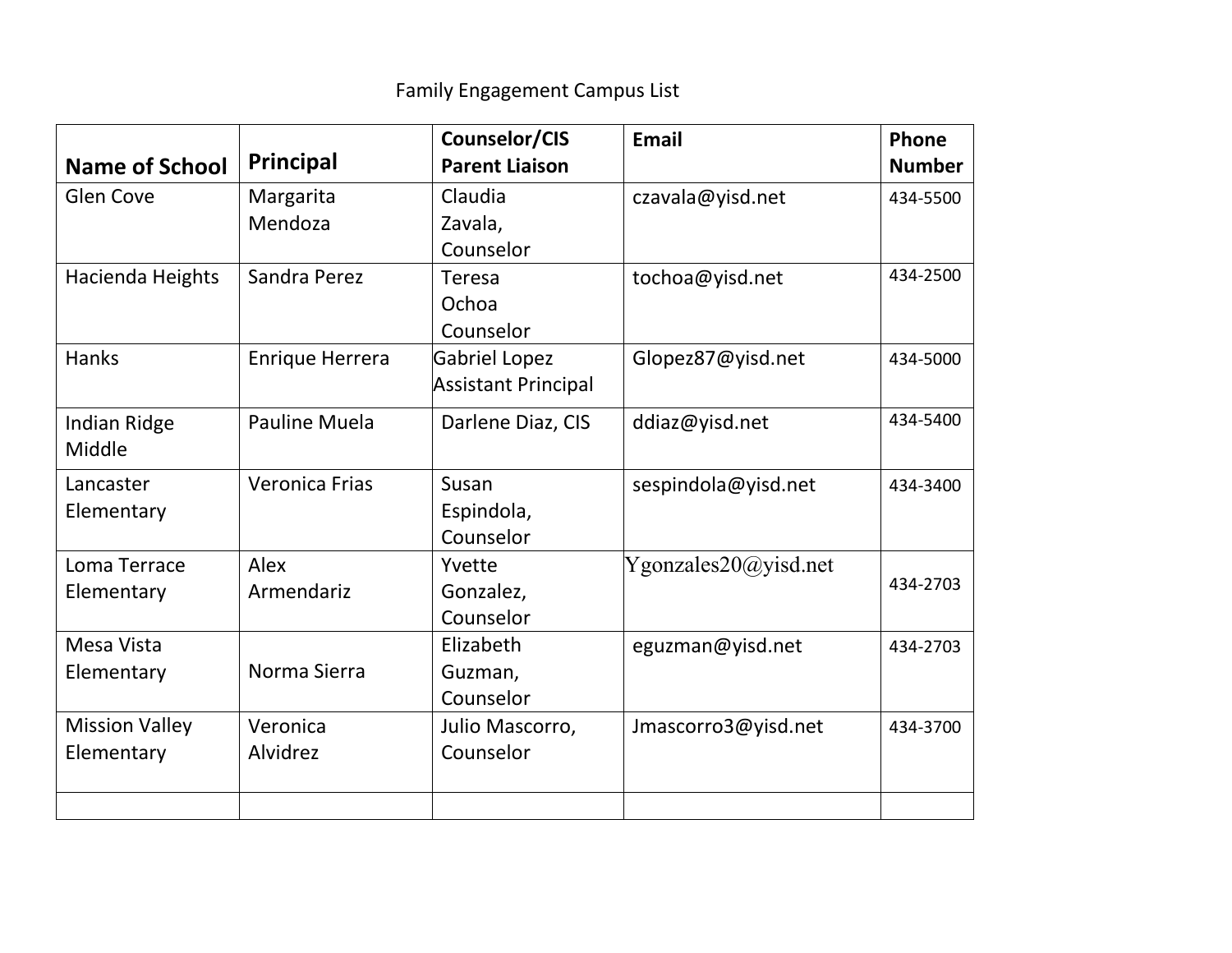Family Engagement Campus List

| Name of School | Principal | Counselor/CIS Parent Liaison | Email | Phone Number |
|---|---|---|---|---|
| Glen Cove | Margarita Mendoza | Claudia Zavala, Counselor | czavala@yisd.net | 434-5500 |
| Hacienda Heights | Sandra Perez | Teresa Ochoa Counselor | tochoa@yisd.net | 434-2500 |
| Hanks | Enrique Herrera | Gabriel Lopez Assistant Principal | Glopez87@yisd.net | 434-5000 |
| Indian Ridge Middle | Pauline Muela | Darlene Diaz, CIS | ddiaz@yisd.net | 434-5400 |
| Lancaster Elementary | Veronica Frias | Susan Espindola, Counselor | sespindola@yisd.net | 434-3400 |
| Loma Terrace Elementary | Alex Armendariz | Yvette Gonzalez, Counselor | Ygonzales20@yisd.net | 434-2703 |
| Mesa Vista Elementary | Norma Sierra | Elizabeth Guzman, Counselor | eguzman@yisd.net | 434-2703 |
| Mission Valley Elementary | Veronica Alvidrez | Julio Mascorro, Counselor | Jmascorro3@yisd.net | 434-3700 |
| | | | | |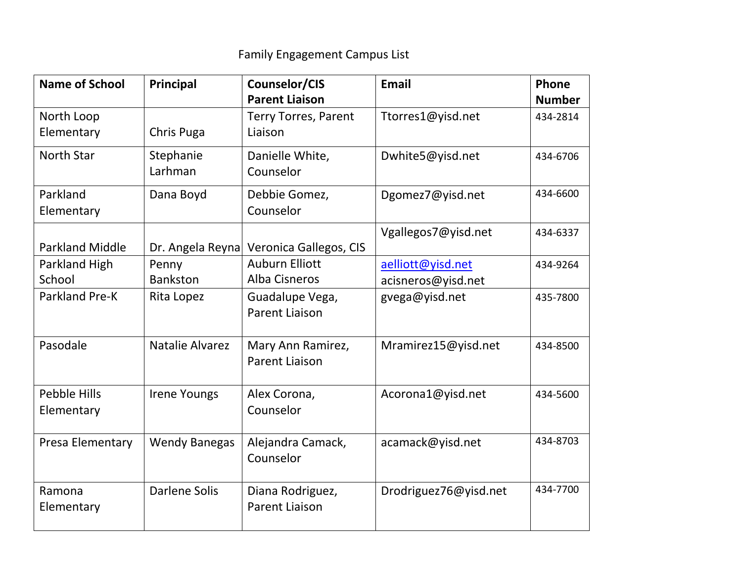Family Engagement Campus List

| Name of School | Principal | Counselor/CIS Parent Liaison | Email | Phone Number |
|---|---|---|---|---|
| North Loop Elementary | Chris Puga | Terry Torres, Parent Liaison | Ttorres1@yisd.net | 434-2814 |
| North Star | Stephanie Larhman | Danielle White, Counselor | Dwhite5@yisd.net | 434-6706 |
| Parkland Elementary | Dana Boyd | Debbie Gomez, Counselor | Dgomez7@yisd.net | 434-6600 |
| Parkland Middle | Dr. Angela Reyna | Veronica Gallegos, CIS | Vgallegos7@yisd.net | 434-6337 |
| Parkland High School | Penny Bankston | Auburn Elliott<br>Alba Cisneros | aelliott@yisd.net<br>acisneros@yisd.net | 434-9264 |
| Parkland Pre-K | Rita Lopez | Guadalupe Vega, Parent Liaison | gvega@yisd.net | 435-7800 |
| Pasodale | Natalie Alvarez | Mary Ann Ramirez, Parent Liaison | Mramirez15@yisd.net | 434-8500 |
| Pebble Hills Elementary | Irene Youngs | Alex Corona, Counselor | Acorona1@yisd.net | 434-5600 |
| Presa Elementary | Wendy Banegas | Alejandra Camack, Counselor | acamack@yisd.net | 434-8703 |
| Ramona Elementary | Darlene Solis | Diana Rodriguez, Parent Liaison | Drodriguez76@yisd.net | 434-7700 |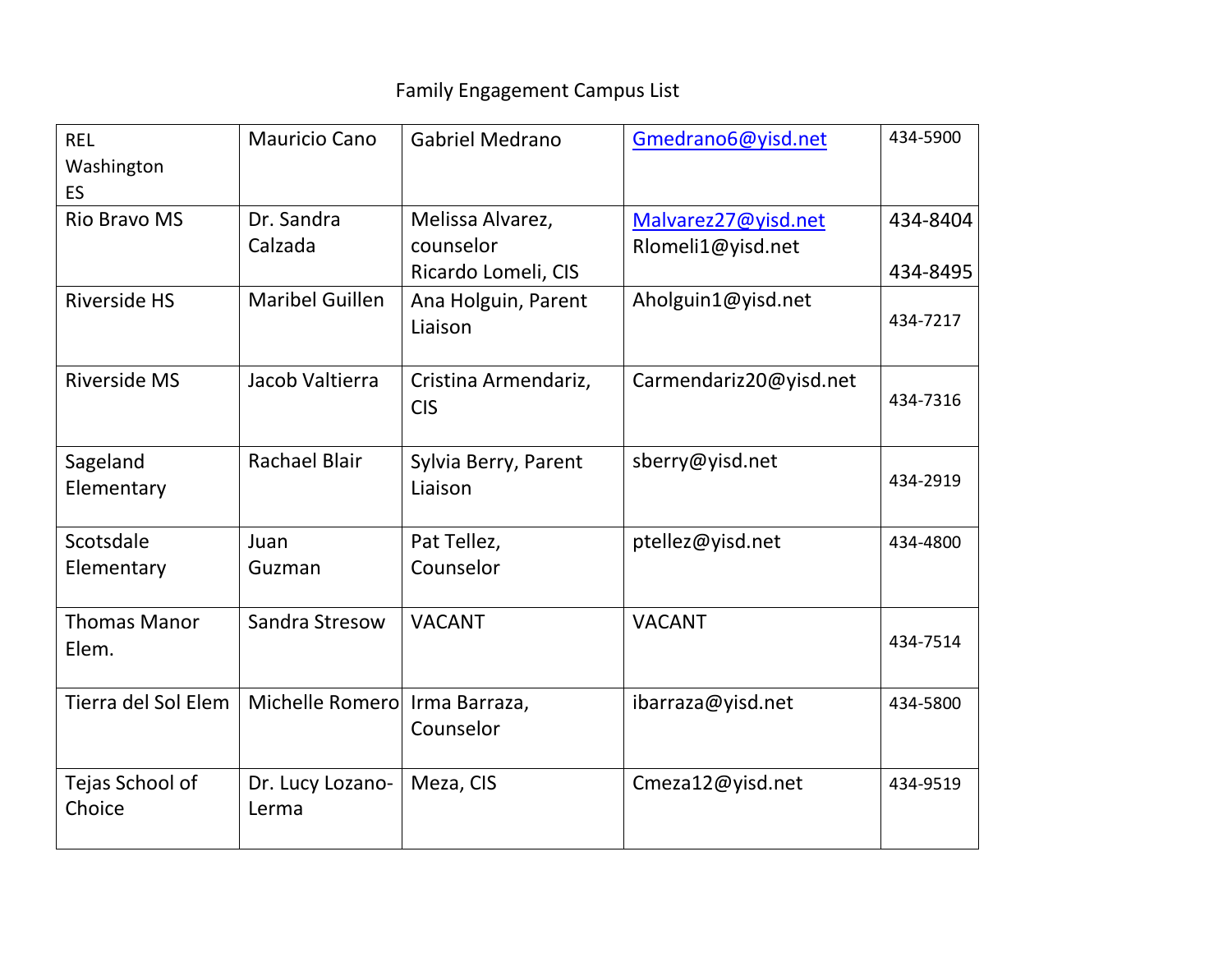Family Engagement Campus List

| | | | | |
|---|---|---|---|---|
| REL Washington ES | Mauricio Cano | Gabriel Medrano | Gmedrano6@yisd.net | 434-5900 |
| Rio Bravo MS | Dr. Sandra Calzada | Melissa Alvarez, counselor<br>Ricardo Lomeli, CIS | Malvarez27@yisd.net<br>Rlomeli1@yisd.net | 434-8404<br>434-8495 |
| Riverside HS | Maribel Guillen | Ana Holguin, Parent Liaison | Aholguin1@yisd.net | 434-7217 |
| Riverside MS | Jacob Valtierra | Cristina Armendariz, CIS | Carmendariz20@yisd.net | 434-7316 |
| Sageland Elementary | Rachael Blair | Sylvia Berry, Parent Liaison | sberry@yisd.net | 434-2919 |
| Scotsdale Elementary | Juan Guzman | Pat Tellez, Counselor | ptellez@yisd.net | 434-4800 |
| Thomas Manor Elem. | Sandra Stresow | VACANT | VACANT | 434-7514 |
| Tierra del Sol Elem | Michelle Romero | Irma Barraza, Counselor | ibarraza@yisd.net | 434-5800 |
| Tejas School of Choice | Dr. Lucy Lozano-Lerma | Meza, CIS | Cmeza12@yisd.net | 434-9519 |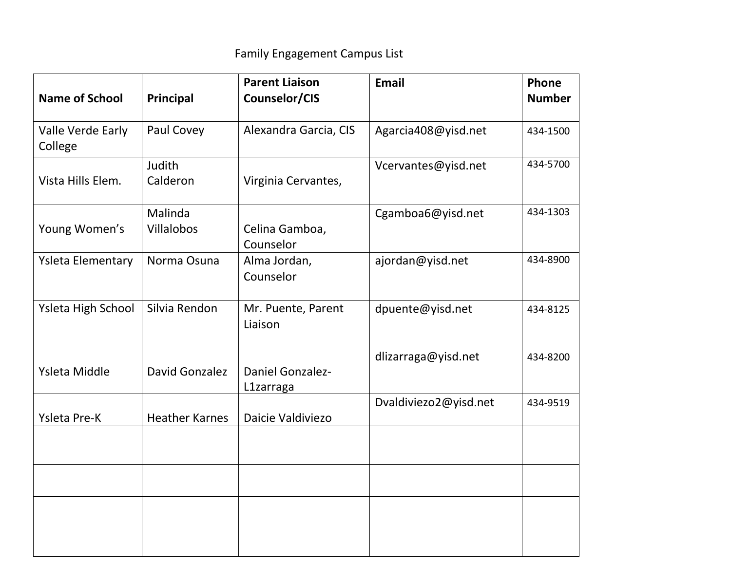Family Engagement Campus List

| Name of School | Principal | Parent Liaison Counselor/CIS | Email | Phone Number |
|---|---|---|---|---|
| Valle Verde Early College | Paul Covey | Alexandra Garcia, CIS | Agarcia408@yisd.net | 434-1500 |
| Vista Hills Elem. | Judith Calderon | Virginia Cervantes, | Vcervantes@yisd.net | 434-5700 |
| Young Women's | Malinda Villalobos | Celina Gamboa, Counselor | Cgamboa6@yisd.net | 434-1303 |
| Ysleta Elementary | Norma Osuna | Alma Jordan, Counselor | ajordan@yisd.net | 434-8900 |
| Ysleta High School | Silvia Rendon | Mr. Puente, Parent Liaison | dpuente@yisd.net | 434-8125 |
| Ysleta Middle | David Gonzalez | Daniel Gonzalez-L1zarraga | dlizarraga@yisd.net | 434-8200 |
| Ysleta Pre-K | Heather Karnes | Daicie Valdiviezo | Dvaldiviezo2@yisd.net | 434-9519 |
| | | | | |
| | | | | |
| | | | | |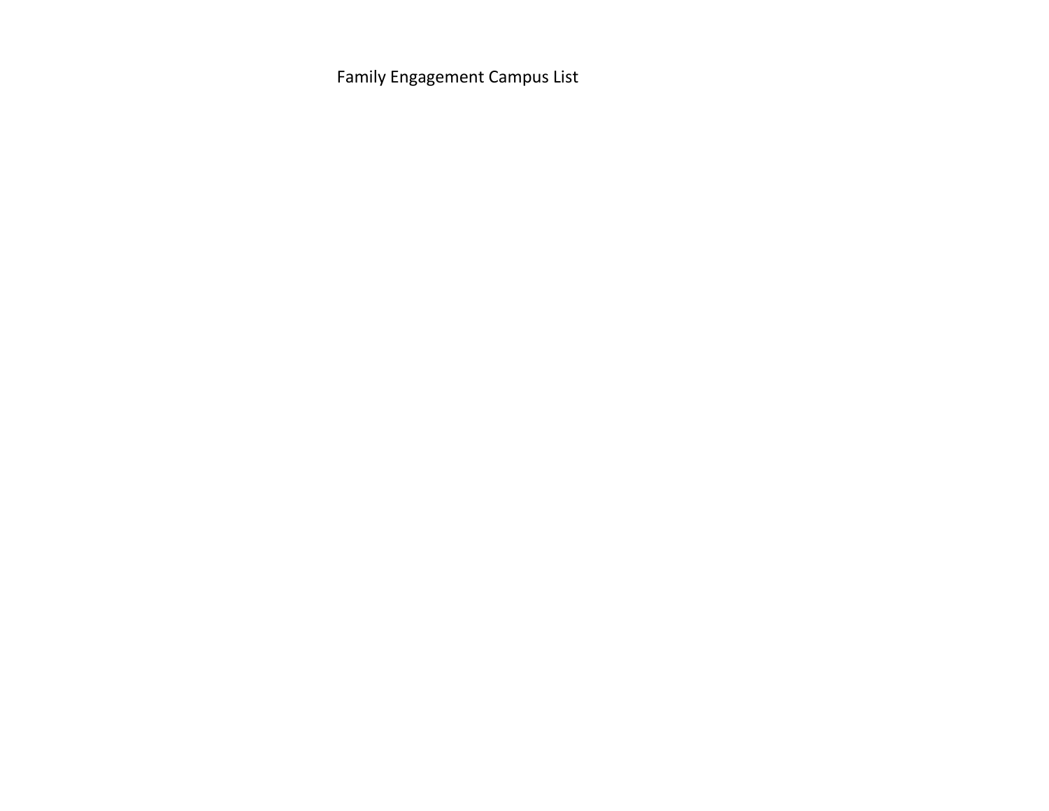Family Engagement Campus List